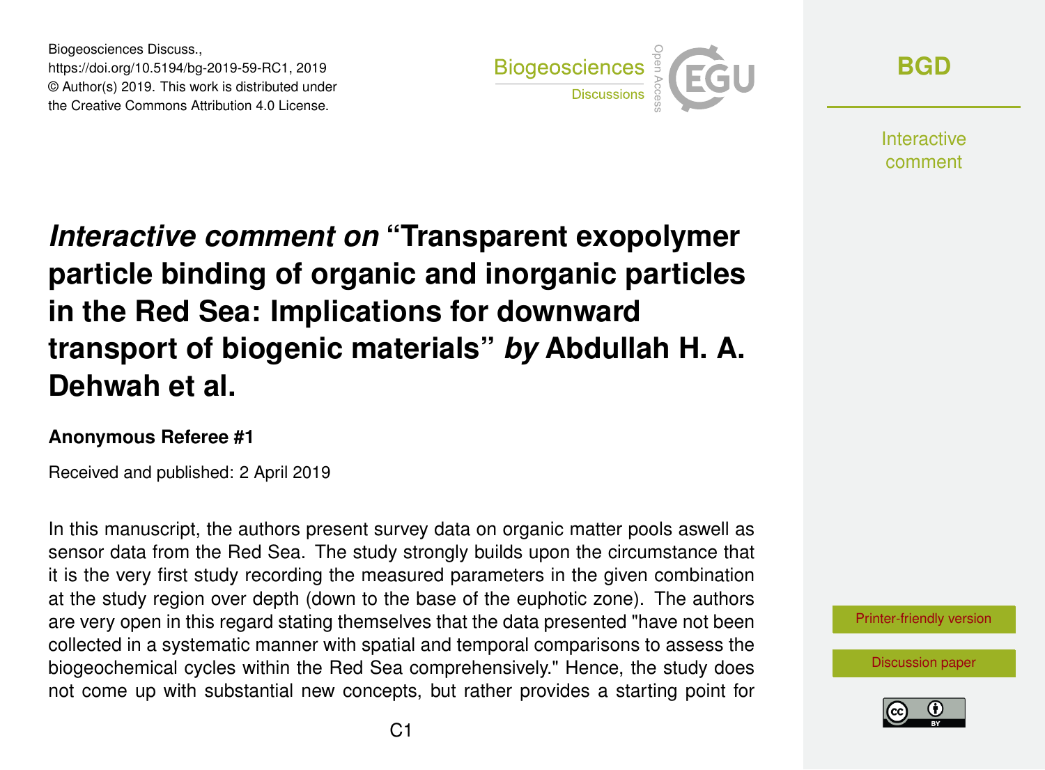# *Interactive comment on* "Transparent exopolymer particle binding of organic and inorganic particles in the Red Sea: Implications for downward transport of biogenic materials" *by* Abdullah H. A. Dehwah et al.

**Anonymous Referee #1**

Received and published: 2 April 2019

In this manuscript, the authors present survey data on organic matter pools aswell as sensor data from the Red Sea. The study strongly builds upon the circumstance that it is the very first study recording the measured parameters in the given combination at the study region over depth (down to the base of the euphotic zone). The authors are very open in this regard stating themselves that the data presented "have not been collected in a systematic manner with spatial and temporal comparisons to assess the biogeochemical cycles within the Red Sea comprehensively." Hence, the study does not come up with substantial new concepts, but rather provides a starting point for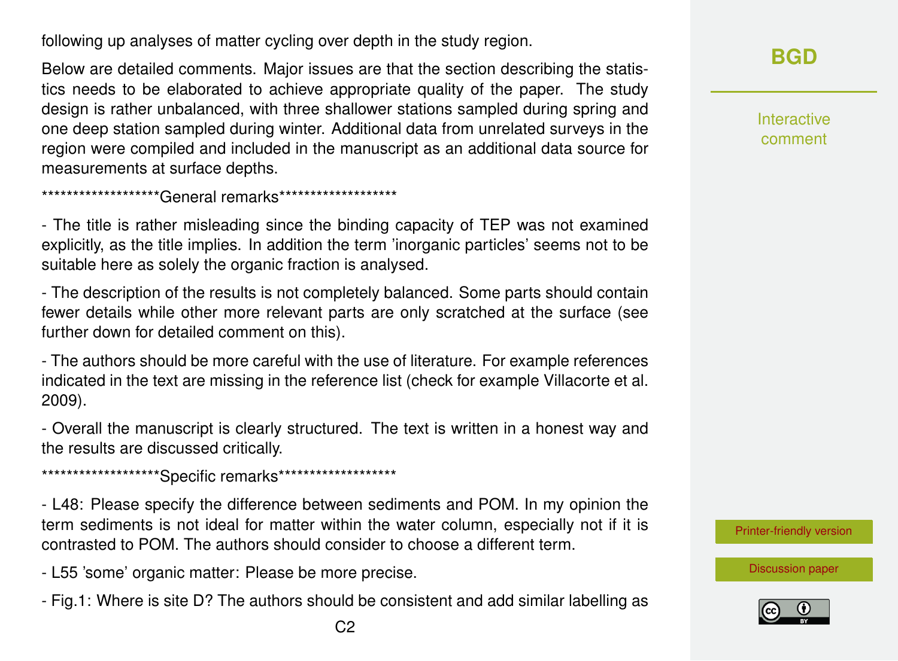following up analyses of matter cycling over depth in the study region.

Below are detailed comments. Major issues are that the section describing the statistics needs to be elaborated to achieve appropriate quality of the paper. The study design is rather unbalanced, with three shallower stations sampled during spring and one deep station sampled during winter. Additional data from unrelated surveys in the region were compiled and included in the manuscript as an additional data source for measurements at surface depths.

*******************General remarks*******************

- The title is rather misleading since the binding capacity of TEP was not examined explicitly, as the title implies. In addition the term 'inorganic particles' seems not to be suitable here as solely the organic fraction is analysed.

- The description of the results is not completely balanced. Some parts should contain fewer details while other more relevant parts are only scratched at the surface (see further down for detailed comment on this).

- The authors should be more careful with the use of literature. For example references indicated in the text are missing in the reference list (check for example Villacorte et al. 2009).

- Overall the manuscript is clearly structured. The text is written in a honest way and the results are discussed critically.

*******************Specific remarks*******************

- L48: Please specify the difference between sediments and POM. In my opinion the term sediments is not ideal for matter within the water column, especially not if it is contrasted to POM. The authors should consider to choose a different term.

- L55 'some' organic matter: Please be more precise.

- Fig.1: Where is site D? The authors should be consistent and add similar labelling as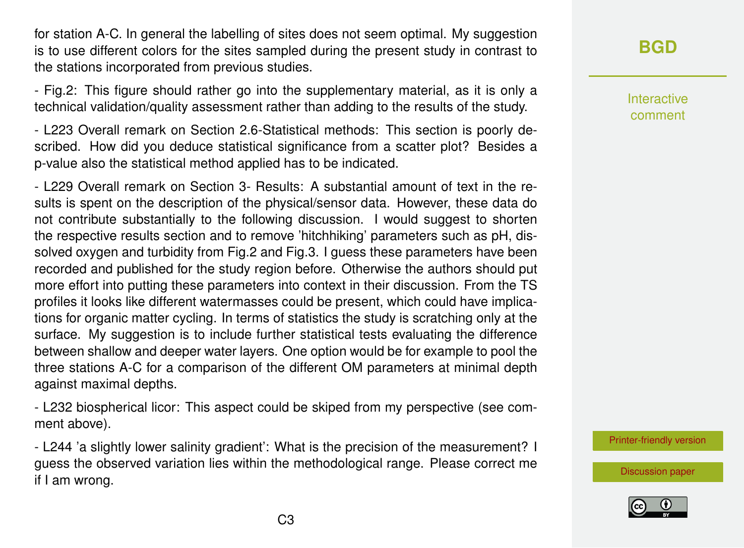for station A-C. In general the labelling of sites does not seem optimal. My suggestion is to use different colors for the sites sampled during the present study in contrast to the stations incorporated from previous studies.

- Fig.2: This figure should rather go into the supplementary material, as it is only a technical validation/quality assessment rather than adding to the results of the study.

- L223 Overall remark on Section 2.6-Statistical methods: This section is poorly described. How did you deduce statistical significance from a scatter plot? Besides a p-value also the statistical method applied has to be indicated.

- L229 Overall remark on Section 3- Results: A substantial amount of text in the results is spent on the description of the physical/sensor data. However, these data do not contribute substantially to the following discussion. I would suggest to shorten the respective results section and to remove 'hitchhiking' parameters such as pH, dissolved oxygen and turbidity from Fig.2 and Fig.3. I guess these parameters have been recorded and published for the study region before. Otherwise the authors should put more effort into putting these parameters into context in their discussion. From the TS profiles it looks like different watermasses could be present, which could have implications for organic matter cycling. In terms of statistics the study is scratching only at the surface. My suggestion is to include further statistical tests evaluating the difference between shallow and deeper water layers. One option would be for example to pool the three stations A-C for a comparison of the different OM parameters at minimal depth against maximal depths.

- L232 biospherical licor: This aspect could be skiped from my perspective (see comment above).

- L244 'a slightly lower salinity gradient': What is the precision of the measurement? I guess the observed variation lies within the methodological range. Please correct me if I am wrong.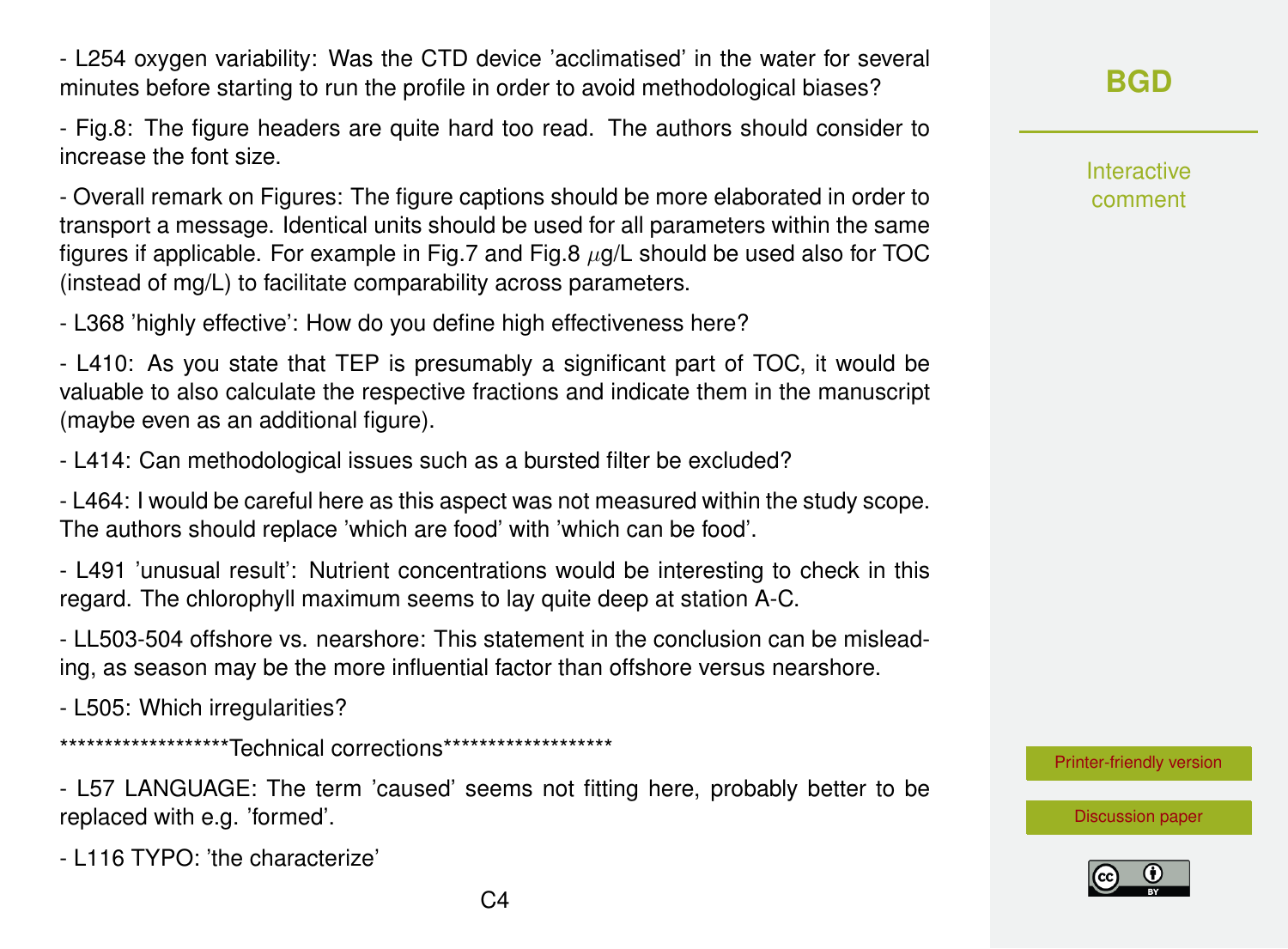- L254 oxygen variability: Was the CTD device 'acclimatised' in the water for several minutes before starting to run the profile in order to avoid methodological biases?

- Fig.8: The figure headers are quite hard too read. The authors should consider to increase the font size.

- Overall remark on Figures: The figure captions should be more elaborated in order to transport a message. Identical units should be used for all parameters within the same figures if applicable. For example in Fig.7 and Fig.8 $\mu$g/L should be used also for TOC (instead of mg/L) to facilitate comparability across parameters.

- L368 'highly effective': How do you define high effectiveness here?

- L410: As you state that TEP is presumably a significant part of TOC, it would be valuable to also calculate the respective fractions and indicate them in the manuscript (maybe even as an additional figure).

- L414: Can methodological issues such as a bursted filter be excluded?

- L464: I would be careful here as this aspect was not measured within the study scope. The authors should replace 'which are food' with 'which can be food'.

- L491 'unusual result': Nutrient concentrations would be interesting to check in this regard. The chlorophyll maximum seems to lay quite deep at station A-C.

- LL503-504 offshore vs. nearshore: This statement in the conclusion can be misleading, as season may be the more influential factor than offshore versus nearshore.

- L505: Which irregularities?

*******************Technical corrections*******************

- L57 LANGUAGE: The term 'caused' seems not fitting here, probably better to be replaced with e.g. 'formed'.

- L116 TYPO: 'the characterize'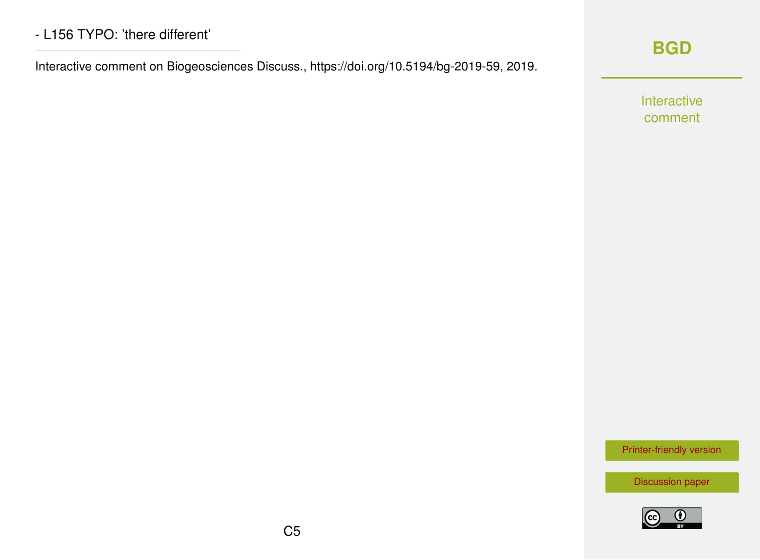- L156 TYPO: 'there different'

---

Interactive comment on Biogeosciences Discuss., https://doi.org/10.5194/bg-2019-59, 2019.